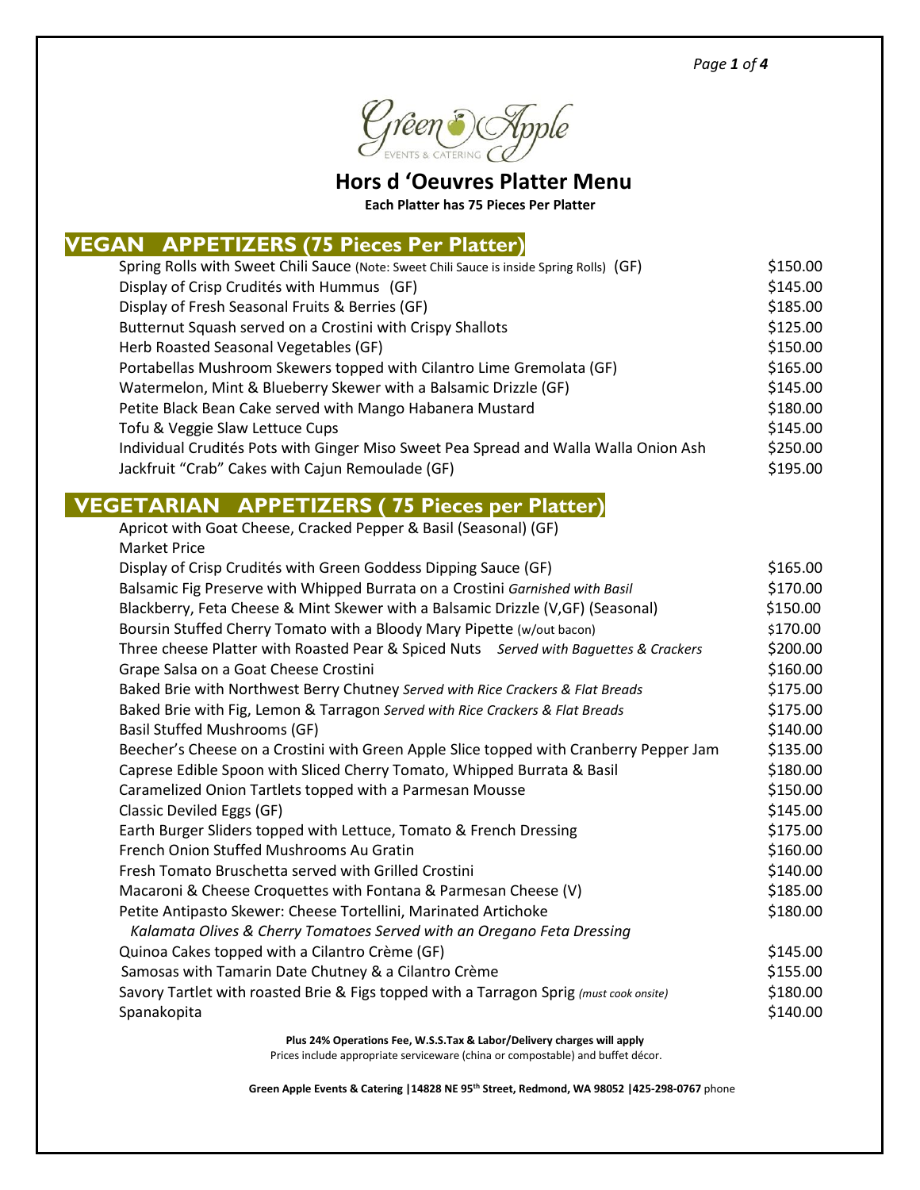# Hors d 'Oeuvres Platter Menu

**Each Platter has 75 Pieces Per Platter**

## VEGAN APPETIZERS (75 Pieces Per Platter)

| Item | Price |
|---|---|
| Spring Rolls with Sweet Chili Sauce (Note: Sweet Chili Sauce is inside Spring Rolls) (GF) | $150.00 |
| Display of Crisp Crudités with Hummus (GF) | $145.00 |
| Display of Fresh Seasonal Fruits & Berries (GF) | $185.00 |
| Butternut Squash served on a Crostini with Crispy Shallots | $125.00 |
| Herb Roasted Seasonal Vegetables (GF) | $150.00 |
| Portabellas Mushroom Skewers topped with Cilantro Lime Gremolata (GF) | $165.00 |
| Watermelon, Mint & Blueberry Skewer with a Balsamic Drizzle (GF) | $145.00 |
| Petite Black Bean Cake served with Mango Habanera Mustard | $180.00 |
| Tofu & Veggie Slaw Lettuce Cups | $145.00 |
| Individual Crudités Pots with Ginger Miso Sweet Pea Spread and Walla Walla Onion Ash | $250.00 |
| Jackfruit "Crab" Cakes with Cajun Remoulade (GF) | $195.00 |

## VEGETARIAN APPETIZERS ( 75 Pieces per Platter)

| Item | Price |
|---|---|
| Apricot with Goat Cheese, Cracked Pepper & Basil (Seasonal) (GF) | Market Price |
| Display of Crisp Crudités with Green Goddess Dipping Sauce (GF) | $165.00 |
| Balsamic Fig Preserve with Whipped Burrata on a Crostini *Garnished with Basil* | $170.00 |
| Blackberry, Feta Cheese & Mint Skewer with a Balsamic Drizzle (V,GF) (Seasonal) | $150.00 |
| Boursin Stuffed Cherry Tomato with a Bloody Mary Pipette (w/out bacon) | $170.00 |
| Three cheese Platter with Roasted Pear & Spiced Nuts *Served with Baguettes & Crackers* | $200.00 |
| Grape Salsa on a Goat Cheese Crostini | $160.00 |
| Baked Brie with Northwest Berry Chutney *Served with Rice Crackers & Flat Breads* | $175.00 |
| Baked Brie with Fig, Lemon & Tarragon *Served with Rice Crackers & Flat Breads* | $175.00 |
| Basil Stuffed Mushrooms (GF) | $140.00 |
| Beecher's Cheese on a Crostini with Green Apple Slice topped with Cranberry Pepper Jam | $135.00 |
| Caprese Edible Spoon with Sliced Cherry Tomato, Whipped Burrata & Basil | $180.00 |
| Caramelized Onion Tartlets topped with a Parmesan Mousse | $150.00 |
| Classic Deviled Eggs (GF) | $145.00 |
| Earth Burger Sliders topped with Lettuce, Tomato & French Dressing | $175.00 |
| French Onion Stuffed Mushrooms Au Gratin | $160.00 |
| Fresh Tomato Bruschetta served with Grilled Crostini | $140.00 |
| Macaroni & Cheese Croquettes with Fontana & Parmesan Cheese (V) | $185.00 |
| Petite Antipasto Skewer: Cheese Tortellini, Marinated Artichoke *Kalamata Olives & Cherry Tomatoes Served with an Oregano Feta Dressing* | $180.00 |
| Quinoa Cakes topped with a Cilantro Crème (GF) | $145.00 |
| Samosas with Tamarin Date Chutney & a Cilantro Crème | $155.00 |
| Savory Tartlet with roasted Brie & Figs topped with a Tarragon Sprig *(must cook onsite)* | $180.00 |
| Spanakopita | $140.00 |

**Plus 24% Operations Fee, W.S.S.Tax & Labor/Delivery charges will apply**

Prices include appropriate serviceware (china or compostable) and buffet décor.

**Green Apple Events & Catering |14828 NE 95th Street, Redmond, WA 98052 |425-298-0767** phone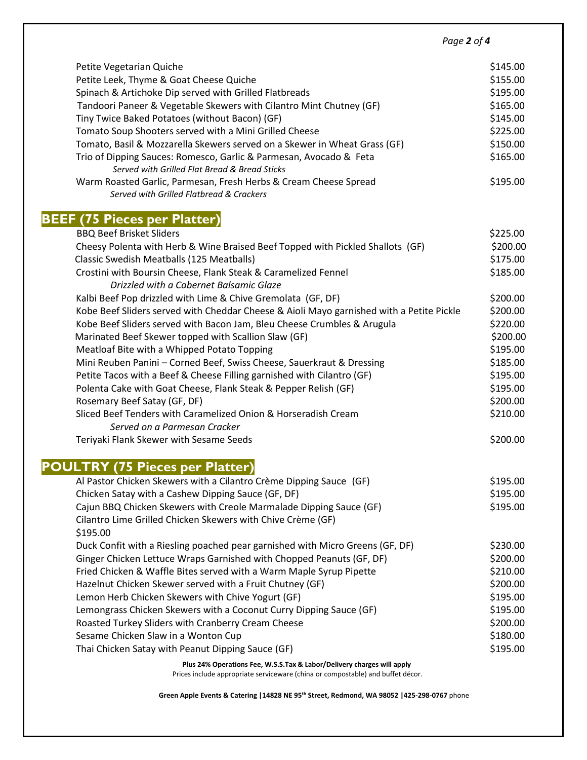| | |
|---|---|
| Petite Vegetarian Quiche | $145.00 |
| Petite Leek, Thyme & Goat Cheese Quiche | $155.00 |
| Spinach & Artichoke Dip served with Grilled Flatbreads | $195.00 |
| Tandoori Paneer & Vegetable Skewers with Cilantro Mint Chutney (GF) | $165.00 |
| Tiny Twice Baked Potatoes (without Bacon) (GF) | $145.00 |
| Tomato Soup Shooters served with a Mini Grilled Cheese | $225.00 |
| Tomato, Basil & Mozzarella Skewers served on a Skewer in Wheat Grass (GF) | $150.00 |
| Trio of Dipping Sauces: Romesco, Garlic & Parmesan, Avocado & Feta *Served with Grilled Flat Bread & Bread Sticks* | $165.00 |
| Warm Roasted Garlic, Parmesan, Fresh Herbs & Cream Cheese Spread *Served with Grilled Flatbread & Crackers* | $195.00 |

## BEEF (75 Pieces per Platter)

| | |
|---|---|
| BBQ Beef Brisket Sliders | $225.00 |
| Cheesy Polenta with Herb & Wine Braised Beef Topped with Pickled Shallots (GF) | $200.00 |
| Classic Swedish Meatballs (125 Meatballs) | $175.00 |
| Crostini with Boursin Cheese, Flank Steak & Caramelized Fennel *Drizzled with a Cabernet Balsamic Glaze* | $185.00 |
| Kalbi Beef Pop drizzled with Lime & Chive Gremolata (GF, DF) | $200.00 |
| Kobe Beef Sliders served with Cheddar Cheese & Aioli Mayo garnished with a Petite Pickle | $200.00 |
| Kobe Beef Sliders served with Bacon Jam, Bleu Cheese Crumbles & Arugula | $220.00 |
| Marinated Beef Skewer topped with Scallion Slaw (GF) | $200.00 |
| Meatloaf Bite with a Whipped Potato Topping | $195.00 |
| Mini Reuben Panini – Corned Beef, Swiss Cheese, Sauerkraut & Dressing | $185.00 |
| Petite Tacos with a Beef & Cheese Filling garnished with Cilantro (GF) | $195.00 |
| Polenta Cake with Goat Cheese, Flank Steak & Pepper Relish (GF) | $195.00 |
| Rosemary Beef Satay (GF, DF) | $200.00 |
| Sliced Beef Tenders with Caramelized Onion & Horseradish Cream *Served on a Parmesan Cracker* | $210.00 |
| Teriyaki Flank Skewer with Sesame Seeds | $200.00 |

## POULTRY (75 Pieces per Platter)

| | |
|---|---|
| Al Pastor Chicken Skewers with a Cilantro Crème Dipping Sauce (GF) | $195.00 |
| Chicken Satay with a Cashew Dipping Sauce (GF, DF) | $195.00 |
| Cajun BBQ Chicken Skewers with Creole Marmalade Dipping Sauce (GF) | $195.00 |
| Cilantro Lime Grilled Chicken Skewers with Chive Crème (GF) | $195.00 |
| Duck Confit with a Riesling poached pear garnished with Micro Greens (GF, DF) | $230.00 |
| Ginger Chicken Lettuce Wraps Garnished with Chopped Peanuts (GF, DF) | $200.00 |
| Fried Chicken & Waffle Bites served with a Warm Maple Syrup Pipette | $210.00 |
| Hazelnut Chicken Skewer served with a Fruit Chutney (GF) | $200.00 |
| Lemon Herb Chicken Skewers with Chive Yogurt (GF) | $195.00 |
| Lemongrass Chicken Skewers with a Coconut Curry Dipping Sauce (GF) | $195.00 |
| Roasted Turkey Sliders with Cranberry Cream Cheese | $200.00 |
| Sesame Chicken Slaw in a Wonton Cup | $180.00 |
| Thai Chicken Satay with Peanut Dipping Sauce (GF) | $195.00 |

**Plus 24% Operations Fee, W.S.S.Tax & Labor/Delivery charges will apply**

Prices include appropriate serviceware (china or compostable) and buffet décor.

**Green Apple Events & Catering |14828 NE 95th Street, Redmond, WA 98052 |425-298-0767** phone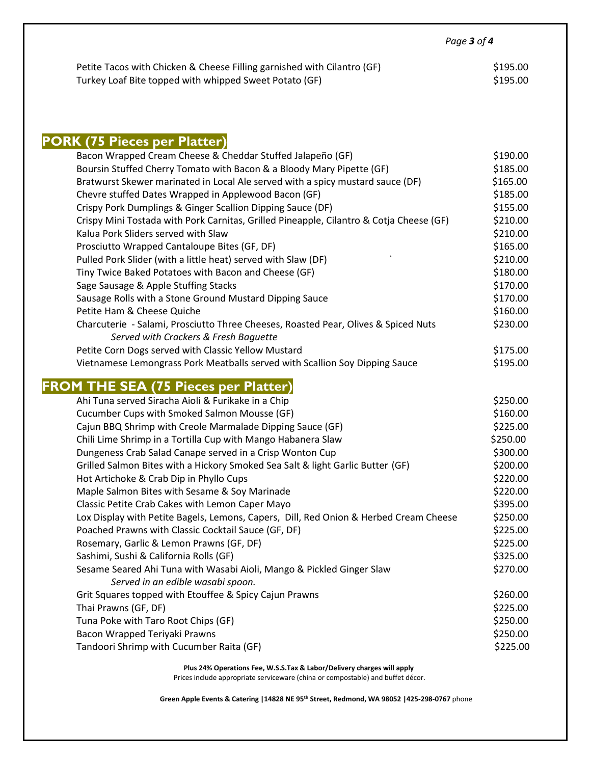| | |
|---|---|
| Petite Tacos with Chicken & Cheese Filling garnished with Cilantro (GF) | $195.00 |
| Turkey Loaf Bite topped with whipped Sweet Potato (GF) | $195.00 |

## PORK (75 Pieces per Platter)

| | |
|---|---|
| Bacon Wrapped Cream Cheese & Cheddar Stuffed Jalapeño (GF) | $190.00 |
| Boursin Stuffed Cherry Tomato with Bacon & a Bloody Mary Pipette (GF) | $185.00 |
| Bratwurst Skewer marinated in Local Ale served with a spicy mustard sauce (DF) | $165.00 |
| Chevre stuffed Dates Wrapped in Applewood Bacon (GF) | $185.00 |
| Crispy Pork Dumplings & Ginger Scallion Dipping Sauce (DF) | $155.00 |
| Crispy Mini Tostada with Pork Carnitas, Grilled Pineapple, Cilantro & Cotja Cheese (GF) | $210.00 |
| Kalua Pork Sliders served with Slaw | $210.00 |
| Prosciutto Wrapped Cantaloupe Bites (GF, DF) | $165.00 |
| Pulled Pork Slider (with a little heat) served with Slaw (DF) | $210.00 |
| Tiny Twice Baked Potatoes with Bacon and Cheese (GF) | $180.00 |
| Sage Sausage & Apple Stuffing Stacks | $170.00 |
| Sausage Rolls with a Stone Ground Mustard Dipping Sauce | $170.00 |
| Petite Ham & Cheese Quiche | $160.00 |
| Charcuterie - Salami, Prosciutto Three Cheeses, Roasted Pear, Olives & Spiced Nuts *Served with Crackers & Fresh Baguette* | $230.00 |
| Petite Corn Dogs served with Classic Yellow Mustard | $175.00 |
| Vietnamese Lemongrass Pork Meatballs served with Scallion Soy Dipping Sauce | $195.00 |

## FROM THE SEA (75 Pieces per Platter)

| | |
|---|---|
| Ahi Tuna served Siracha Aioli & Furikake in a Chip | $250.00 |
| Cucumber Cups with Smoked Salmon Mousse (GF) | $160.00 |
| Cajun BBQ Shrimp with Creole Marmalade Dipping Sauce (GF) | $225.00 |
| Chili Lime Shrimp in a Tortilla Cup with Mango Habanera Slaw | $250.00 |
| Dungeness Crab Salad Canape served in a Crisp Wonton Cup | $300.00 |
| Grilled Salmon Bites with a Hickory Smoked Sea Salt & light Garlic Butter (GF) | $200.00 |
| Hot Artichoke & Crab Dip in Phyllo Cups | $220.00 |
| Maple Salmon Bites with Sesame & Soy Marinade | $220.00 |
| Classic Petite Crab Cakes with Lemon Caper Mayo | $395.00 |
| Lox Display with Petite Bagels, Lemons, Capers, Dill, Red Onion & Herbed Cream Cheese | $250.00 |
| Poached Prawns with Classic Cocktail Sauce (GF, DF) | $225.00 |
| Rosemary, Garlic & Lemon Prawns (GF, DF) | $225.00 |
| Sashimi, Sushi & California Rolls (GF) | $325.00 |
| Sesame Seared Ahi Tuna with Wasabi Aioli, Mango & Pickled Ginger Slaw *Served in an edible wasabi spoon.* | $270.00 |
| Grit Squares topped with Etouffee & Spicy Cajun Prawns | $260.00 |
| Thai Prawns (GF, DF) | $225.00 |
| Tuna Poke with Taro Root Chips (GF) | $250.00 |
| Bacon Wrapped Teriyaki Prawns | $250.00 |
| Tandoori Shrimp with Cucumber Raita (GF) | $225.00 |

**Plus 24% Operations Fee, W.S.S.Tax & Labor/Delivery charges will apply**

Prices include appropriate serviceware (china or compostable) and buffet décor.

**Green Apple Events & Catering |14828 NE 95th Street, Redmond, WA 98052 |425-298-0767** phone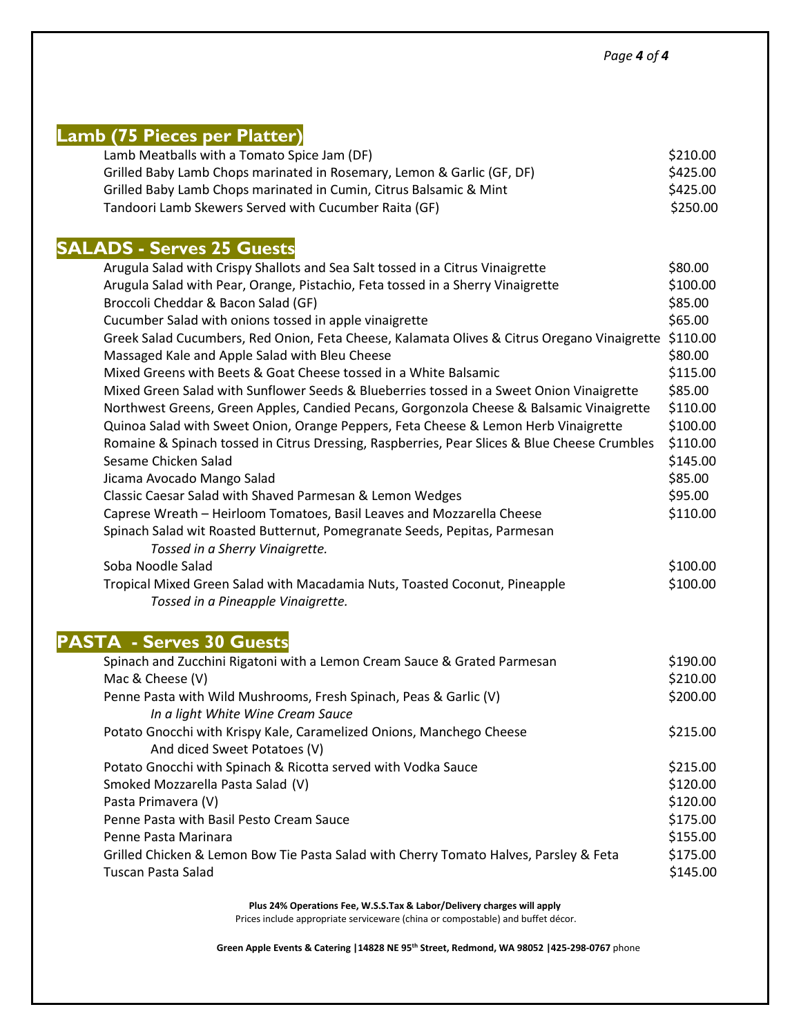## Lamb (75 Pieces per Platter)

| | |
|---|---|
| Lamb Meatballs with a Tomato Spice Jam (DF) | $210.00 |
| Grilled Baby Lamb Chops marinated in Rosemary, Lemon & Garlic (GF, DF) | $425.00 |
| Grilled Baby Lamb Chops marinated in Cumin, Citrus Balsamic & Mint | $425.00 |
| Tandoori Lamb Skewers Served with Cucumber Raita (GF) | $250.00 |

## SALADS - Serves 25 Guests

| | |
|---|---|
| Arugula Salad with Crispy Shallots and Sea Salt tossed in a Citrus Vinaigrette | $80.00 |
| Arugula Salad with Pear, Orange, Pistachio, Feta tossed in a Sherry Vinaigrette | $100.00 |
| Broccoli Cheddar & Bacon Salad (GF) | $85.00 |
| Cucumber Salad with onions tossed in apple vinaigrette | $65.00 |
| Greek Salad Cucumbers, Red Onion, Feta Cheese, Kalamata Olives & Citrus Oregano Vinaigrette | $110.00 |
| Massaged Kale and Apple Salad with Bleu Cheese | $80.00 |
| Mixed Greens with Beets & Goat Cheese tossed in a White Balsamic | $115.00 |
| Mixed Green Salad with Sunflower Seeds & Blueberries tossed in a Sweet Onion Vinaigrette | $85.00 |
| Northwest Greens, Green Apples, Candied Pecans, Gorgonzola Cheese & Balsamic Vinaigrette | $110.00 |
| Quinoa Salad with Sweet Onion, Orange Peppers, Feta Cheese & Lemon Herb Vinaigrette | $100.00 |
| Romaine & Spinach tossed in Citrus Dressing, Raspberries, Pear Slices & Blue Cheese Crumbles | $110.00 |
| Sesame Chicken Salad | $145.00 |
| Jicama Avocado Mango Salad | $85.00 |
| Classic Caesar Salad with Shaved Parmesan & Lemon Wedges | $95.00 |
| Caprese Wreath – Heirloom Tomatoes, Basil Leaves and Mozzarella Cheese | $110.00 |
| Spinach Salad wit Roasted Butternut, Pomegranate Seeds, Pepitas, Parmesan *Tossed in a Sherry Vinaigrette.* | |
| Soba Noodle Salad | $100.00 |
| Tropical Mixed Green Salad with Macadamia Nuts, Toasted Coconut, Pineapple *Tossed in a Pineapple Vinaigrette.* | $100.00 |

## PASTA - Serves 30 Guests

| | |
|---|---|
| Spinach and Zucchini Rigatoni with a Lemon Cream Sauce & Grated Parmesan | $190.00 |
| Mac & Cheese (V) | $210.00 |
| Penne Pasta with Wild Mushrooms, Fresh Spinach, Peas & Garlic (V) *In a light White Wine Cream Sauce* | $200.00 |
| Potato Gnocchi with Krispy Kale, Caramelized Onions, Manchego Cheese And diced Sweet Potatoes (V) | $215.00 |
| Potato Gnocchi with Spinach & Ricotta served with Vodka Sauce | $215.00 |
| Smoked Mozzarella Pasta Salad (V) | $120.00 |
| Pasta Primavera (V) | $120.00 |
| Penne Pasta with Basil Pesto Cream Sauce | $175.00 |
| Penne Pasta Marinara | $155.00 |
| Grilled Chicken & Lemon Bow Tie Pasta Salad with Cherry Tomato Halves, Parsley & Feta | $175.00 |
| Tuscan Pasta Salad | $145.00 |

**Plus 24% Operations Fee, W.S.S.Tax & Labor/Delivery charges will apply**
Prices include appropriate serviceware (china or compostable) and buffet décor.

**Green Apple Events & Catering |14828 NE 95th Street, Redmond, WA 98052 |425-298-0767** phone